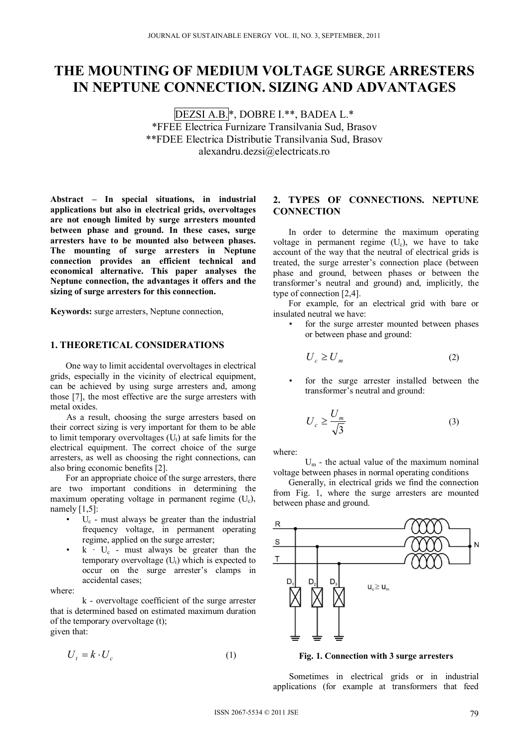# THE MOUNTING OF MEDIUM VOLTAGE SURGE ARRESTERS IN NEPTUNE CONNECTION. SIZING AND ADVANTAGES

DEZSI A.B.*, DOBRE I.**, BADEA L.*

*FFEE Electrica Furnizare Transilvania Sud, Brasov

**FDEE Electrica Distributie Transilvania Sud, Brasov

alexandru.dezsi@electricats.ro

**Abstract – In special situations, in industrial applications but also in electrical grids, overvoltages are not enough limited by surge arresters mounted between phase and ground. In these cases, surge arresters have to be mounted also between phases. The mounting of surge arresters in Neptune connection provides an efficient technical and economical alternative. This paper analyses the Neptune connection, the advantages it offers and the sizing of surge arresters for this connection.**

**Keywords:** surge arresters, Neptune connection,

## 1. THEORETICAL CONSIDERATIONS

One way to limit accidental overvoltages in electrical grids, especially in the vicinity of electrical equipment, can be achieved by using surge arresters and, among those [7], the most effective are the surge arresters with metal oxides.

As a result, choosing the surge arresters based on their correct sizing is very important for them to be able to limit temporary overvoltages ($U_t$) at safe limits for the electrical equipment. The correct choice of the surge arresters, as well as choosing the right connections, can also bring economic benefits [2].

For an appropriate choice of the surge arresters, there are two important conditions in determining the maximum operating voltage in permanent regime ($U_c$), namely [1,5]:

- $U_c$ - must always be greater than the industrial frequency voltage, in permanent operating regime, applied on the surge arrester;
- $k \cdot U_c$ - must always be greater than the temporary overvoltage ($U_t$) which is expected to occur on the surge arrester's clamps in accidental cases;

where:

k - overvoltage coefficient of the surge arrester that is determined based on estimated maximum duration of the temporary overvoltage (t);

given that:

$$U_t = k \cdot U_c \tag{1}$$

## 2. TYPES OF CONNECTIONS. NEPTUNE CONNECTION

In order to determine the maximum operating voltage in permanent regime ($U_c$), we have to take account of the way that the neutral of electrical grids is treated, the surge arrester's connection place (between phase and ground, between phases or between the transformer's neutral and ground) and, implicitly, the type of connection [2,4].

For example, for an electrical grid with bare or insulated neutral we have:

- for the surge arrester mounted between phases or between phase and ground:

$$U_c \geq U_m \tag{2}$$

- for the surge arrester installed between the transformer's neutral and ground:

$$U_c \geq \frac{U_m}{\sqrt{3}} \tag{3}$$

where:

$U_m$ - the actual value of the maximum nominal voltage between phases in normal operating conditions

Generally, in electrical grids we find the connection from Fig. 1, where the surge arresters are mounted between phase and ground.

**Fig. 1. Connection with 3 surge arresters**

Sometimes in electrical grids or in industrial applications (for example at transformers that feed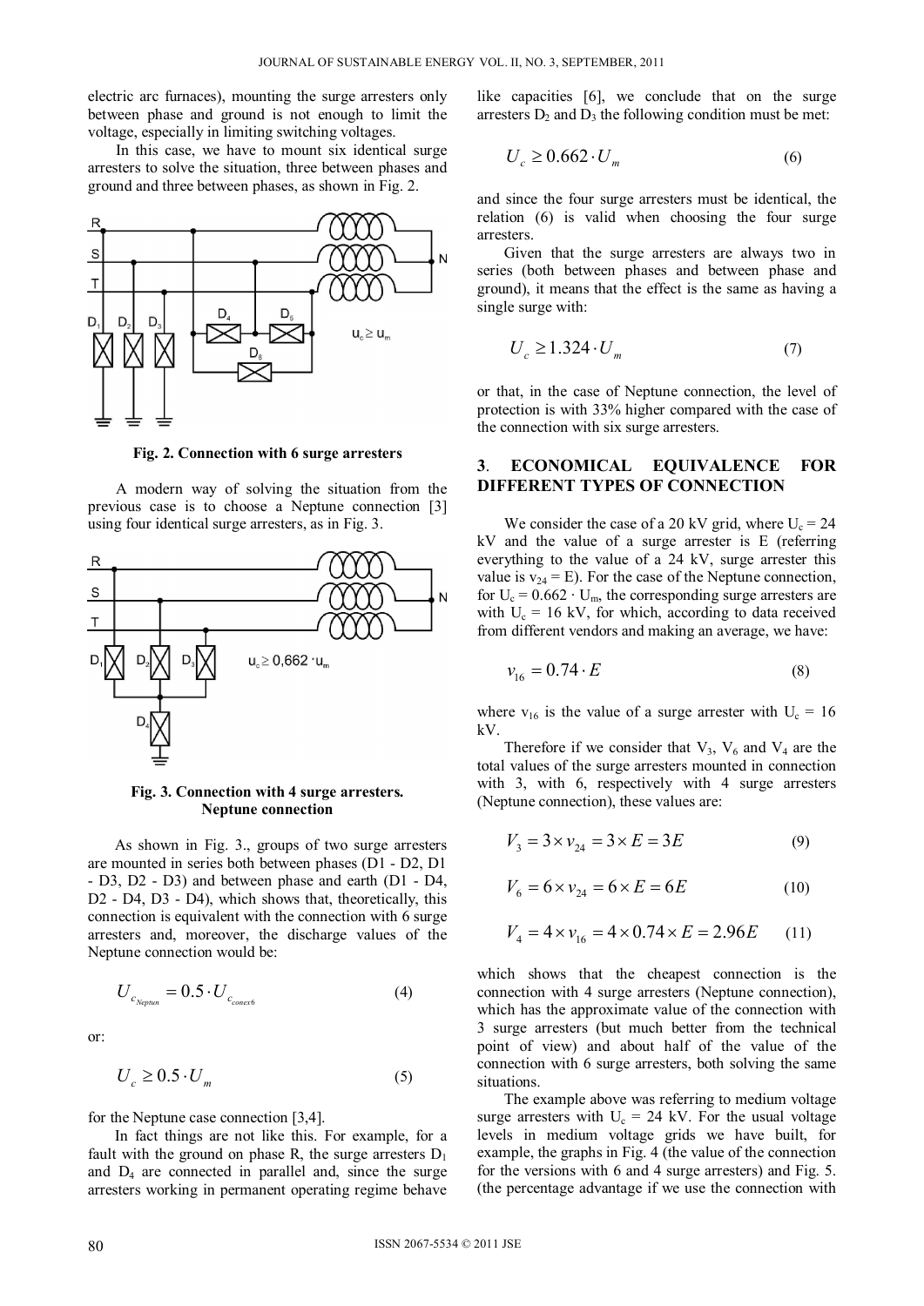electric arc furnaces), mounting the surge arresters only between phase and ground is not enough to limit the voltage, especially in limiting switching voltages.

In this case, we have to mount six identical surge arresters to solve the situation, three between phases and ground and three between phases, as shown in Fig. 2.

**Fig. 2. Connection with 6 surge arresters**

A modern way of solving the situation from the previous case is to choose a Neptune connection [3] using four identical surge arresters, as in Fig. 3.

**Fig. 3. Connection with 4 surge arresters. Neptune connection**

As shown in Fig. 3., groups of two surge arresters are mounted in series both between phases (D1 - D2, D1 - D3, D2 - D3) and between phase and earth (D1 - D4, D2 - D4, D3 - D4), which shows that, theoretically, this connection is equivalent with the connection with 6 surge arresters and, moreover, the discharge values of the Neptune connection would be:

$$U_{c_{Neptun}} = 0.5 \cdot U_{c_{conex6}} \tag{4}$$

or:

$$U_c \geq 0.5 \cdot U_m \tag{5}$$

for the Neptune case connection [3,4].

In fact things are not like this. For example, for a fault with the ground on phase R, the surge arresters $D_1$ and $D_4$ are connected in parallel and, since the surge arresters working in permanent operating regime behave like capacities [6], we conclude that on the surge arresters $D_2$ and $D_3$ the following condition must be met:

$$U_c \geq 0.662 \cdot U_m \tag{6}$$

and since the four surge arresters must be identical, the relation (6) is valid when choosing the four surge arresters.

Given that the surge arresters are always two in series (both between phases and between phase and ground), it means that the effect is the same as having a single surge with:

$$U_c \geq 1.324 \cdot U_m \tag{7}$$

or that, in the case of Neptune connection, the level of protection is with 33% higher compared with the case of the connection with six surge arresters.

## 3. ECONOMICAL EQUIVALENCE FOR DIFFERENT TYPES OF CONNECTION

We consider the case of a 20 kV grid, where $U_c = 24$ kV and the value of a surge arrester is E (referring everything to the value of a 24 kV, surge arrester this value is $v_{24} = E$). For the case of the Neptune connection, for $U_c = 0.662 \cdot U_m$, the corresponding surge arresters are with $U_c = 16$ kV, for which, according to data received from different vendors and making an average, we have:

$$v_{16} = 0.74 \cdot E \tag{8}$$

where $v_{16}$ is the value of a surge arrester with $U_c = 16$ kV.

Therefore if we consider that $V_3$, $V_6$ and $V_4$ are the total values of the surge arresters mounted in connection with 3, with 6, respectively with 4 surge arresters (Neptune connection), these values are:

$$V_3 = 3 \times v_{24} = 3 \times E = 3E \tag{9}$$

$$V_6 = 6 \times v_{24} = 6 \times E = 6E \tag{10}$$

$$V_4 = 4 \times v_{16} = 4 \times 0.74 \times E = 2.96E \tag{11}$$

which shows that the cheapest connection is the connection with 4 surge arresters (Neptune connection), which has the approximate value of the connection with 3 surge arresters (but much better from the technical point of view) and about half of the value of the connection with 6 surge arresters, both solving the same situations.

The example above was referring to medium voltage surge arresters with $U_c = 24$ kV. For the usual voltage levels in medium voltage grids we have built, for example, the graphs in Fig. 4 (the value of the connection for the versions with 6 and 4 surge arresters) and Fig. 5. (the percentage advantage if we use the connection with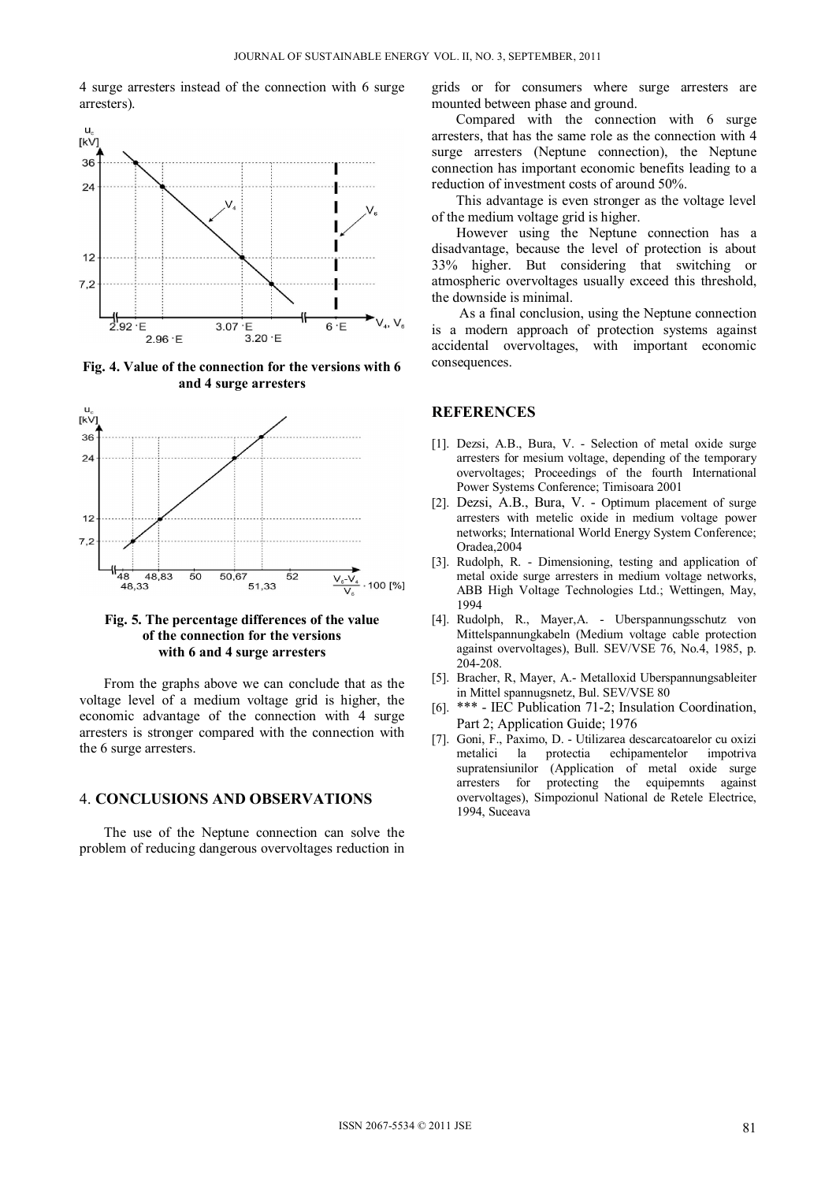4 surge arresters instead of the connection with 6 surge arresters).

$u_c$
[kV]
36
24
12
7,2
2.92·E
2.96·E
3.07·E
3.20·E
6·E
$V_4$
$V_6$
$V_4, V_6$

**Fig. 4. Value of the connection for the versions with 6 and 4 surge arresters**

$u_c$
[kV]
36
24
12
7,2
48
48,33
48,83
50
50,67
51,33
52
$\frac{V_6 - V_4}{V_6} \cdot 100$ [%]

**Fig. 5. The percentage differences of the value of the connection for the versions with 6 and 4 surge arresters**

From the graphs above we can conclude that as the voltage level of a medium voltage grid is higher, the economic advantage of the connection with 4 surge arresters is stronger compared with the connection with the 6 surge arresters.

## 4. CONCLUSIONS AND OBSERVATIONS

The use of the Neptune connection can solve the problem of reducing dangerous overvoltages reduction in grids or for consumers where surge arresters are mounted between phase and ground.

Compared with the connection with 6 surge arresters, that has the same role as the connection with 4 surge arresters (Neptune connection), the Neptune connection has important economic benefits leading to a reduction of investment costs of around 50%.

This advantage is even stronger as the voltage level of the medium voltage grid is higher.

However using the Neptune connection has a disadvantage, because the level of protection is about 33% higher. But considering that switching or atmospheric overvoltages usually exceed this threshold, the downside is minimal.

As a final conclusion, using the Neptune connection is a modern approach of protection systems against accidental overvoltages, with important economic consequences.

## REFERENCES

[1]. Dezsi, A.B., Bura, V. - Selection of metal oxide surge arresters for mesium voltage, depending of the temporary overvoltages; Proceedings of the fourth International Power Systems Conference; Timisoara 2001

[2]. Dezsi, A.B., Bura, V. - Optimum placement of surge arresters with metelic oxide in medium voltage power networks; International World Energy System Conference; Oradea,2004

[3]. Rudolph, R. - Dimensioning, testing and application of metal oxide surge arresters in medium voltage networks, ABB High Voltage Technologies Ltd.; Wettingen, May, 1994

[4]. Rudolph, R., Mayer,A. - Uberspannungsschutz von Mittelspannungkabeln (Medium voltage cable protection against overvoltages), Bull. SEV/VSE 76, No.4, 1985, p. 204-208.

[5]. Bracher, R, Mayer, A.- Metalloxid Uberspannungsableiter in Mittel spannugsnetz, Bul. SEV/VSE 80

[6]. *** - IEC Publication 71-2; Insulation Coordination, Part 2; Application Guide; 1976

[7]. Goni, F., Paximo, D. - Utilizarea descarcatoarelor cu oxizi metalici la protectia echipamentelor impotriva supratensiunilor (Application of metal oxide surge arresters for protecting the equipemnts against overvoltages), Simpozionul National de Retele Electrice, 1994, Suceava